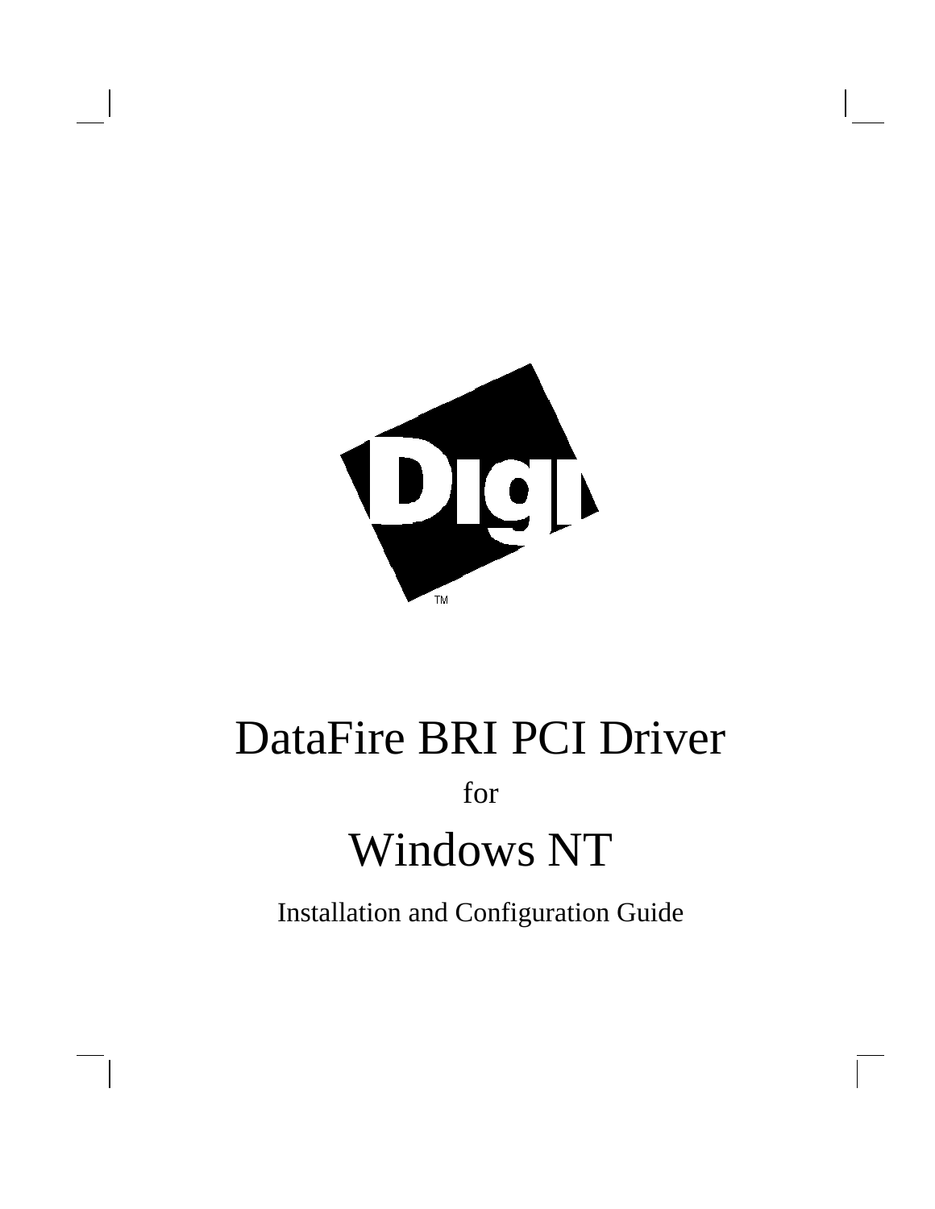# DataFire BRI PCI Driver

for

# Windows NT

Installation and Configuration Guide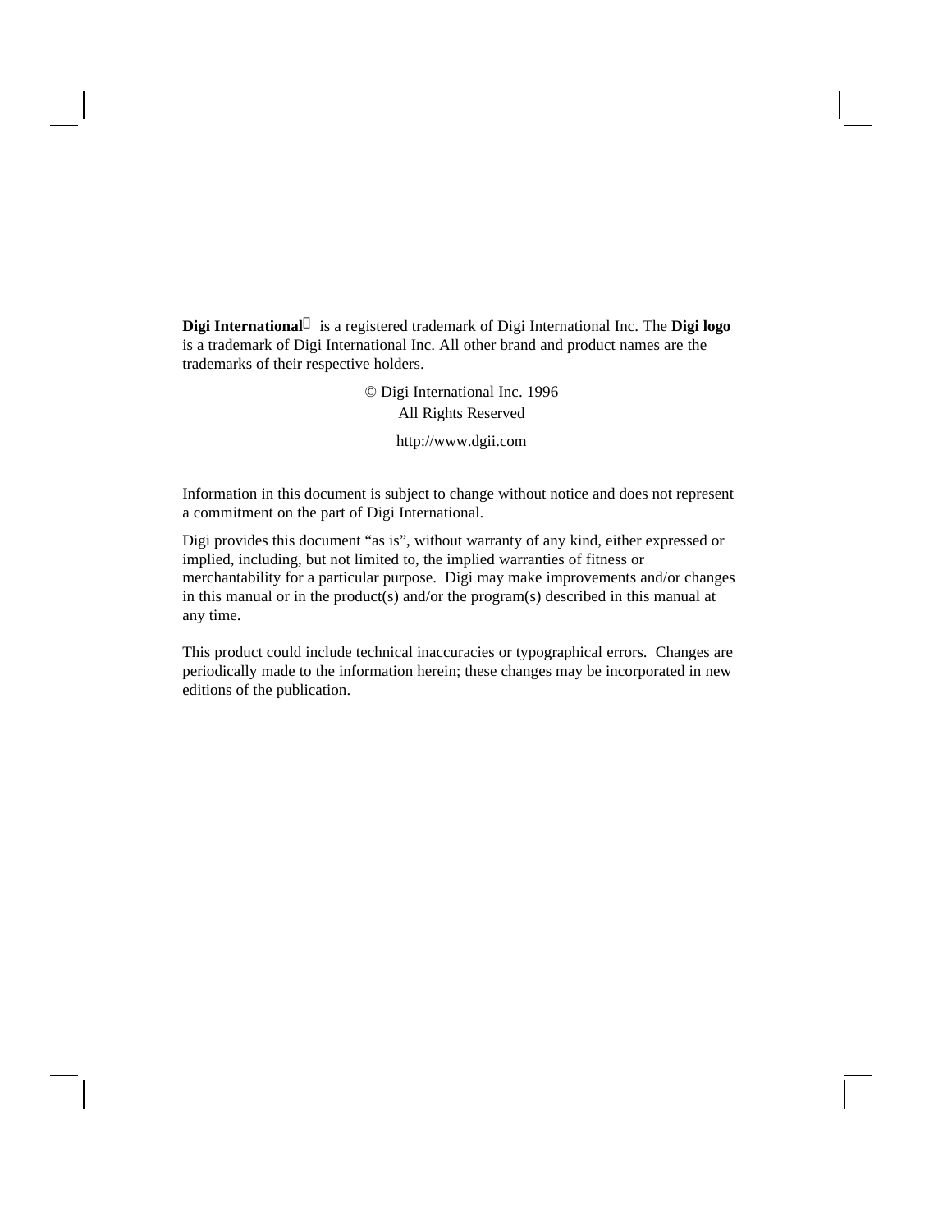**Digi International**® is a registered trademark of Digi International Inc. The **Digi logo** is a trademark of Digi International Inc. All other brand and product names are the trademarks of their respective holders.

© Digi International Inc. 1996
All Rights Reserved

http://www.dgii.com

Information in this document is subject to change without notice and does not represent a commitment on the part of Digi International.

Digi provides this document "as is", without warranty of any kind, either expressed or implied, including, but not limited to, the implied warranties of fitness or merchantability for a particular purpose. Digi may make improvements and/or changes in this manual or in the product(s) and/or the program(s) described in this manual at any time.

This product could include technical inaccuracies or typographical errors. Changes are periodically made to the information herein; these changes may be incorporated in new editions of the publication.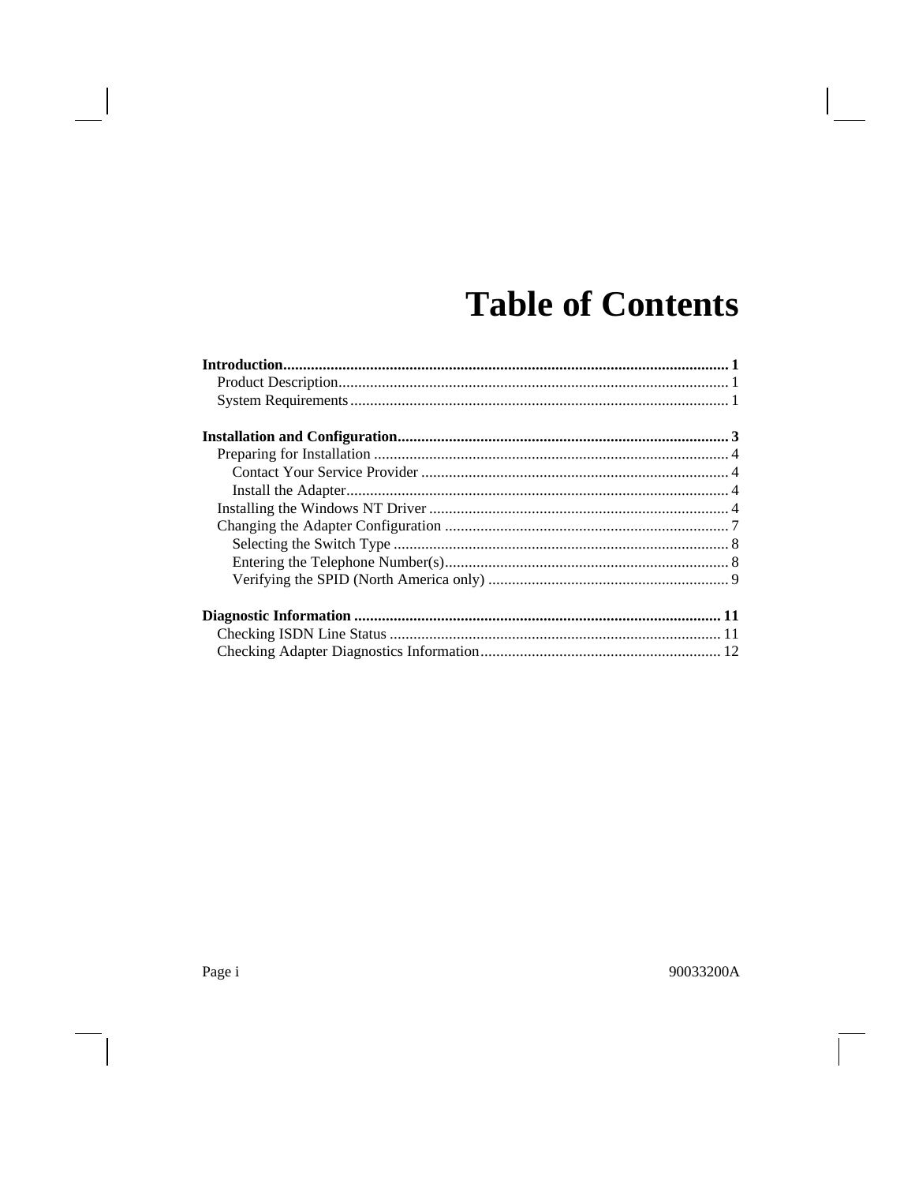# Table of Contents

**Introduction................................................................................................................ 1**
  Product Description.................................................................................................. 1
  System Requirements............................................................................................... 1

**Installation and Configuration.................................................................................... 3**
  Preparing for Installation ......................................................................................... 4
    Contact Your Service Provider ............................................................................. 4
    Install the Adapter................................................................................................ 4
  Installing the Windows NT Driver ........................................................................... 4
  Changing the Adapter Configuration ....................................................................... 7
    Selecting the Switch Type .................................................................................... 8
    Entering the Telephone Number(s)....................................................................... 8
    Verifying the SPID (North America only) ............................................................ 9

**Diagnostic Information ............................................................................................ 11**
  Checking ISDN Line Status ................................................................................... 11
  Checking Adapter Diagnostics Information............................................................ 12

90033200A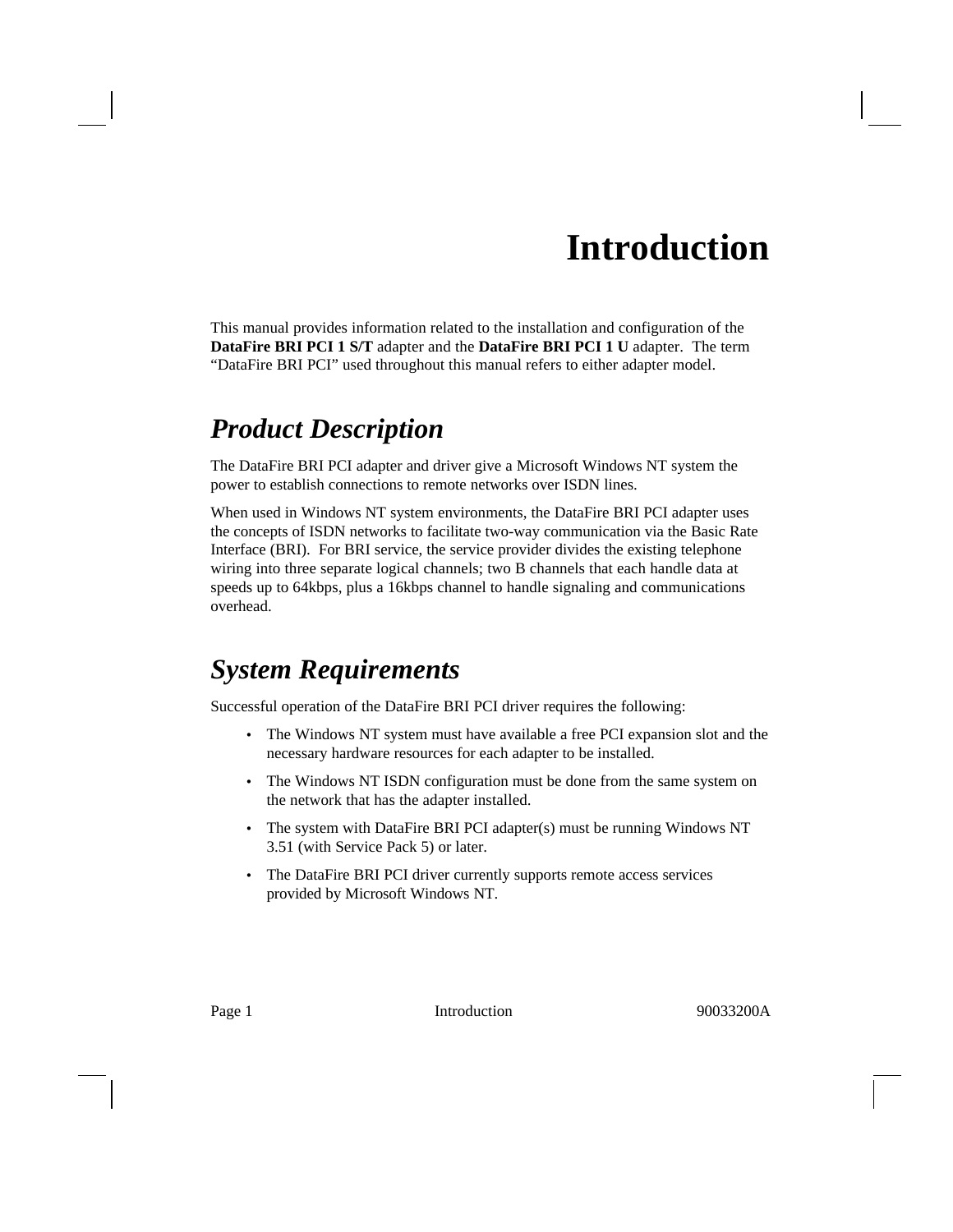# Introduction

This manual provides information related to the installation and configuration of the **DataFire BRI PCI 1 S/T** adapter and the **DataFire BRI PCI 1 U** adapter. The term "DataFire BRI PCI" used throughout this manual refers to either adapter model.

## *Product Description*

The DataFire BRI PCI adapter and driver give a Microsoft Windows NT system the power to establish connections to remote networks over ISDN lines.

When used in Windows NT system environments, the DataFire BRI PCI adapter uses the concepts of ISDN networks to facilitate two-way communication via the Basic Rate Interface (BRI). For BRI service, the service provider divides the existing telephone wiring into three separate logical channels; two B channels that each handle data at speeds up to 64kbps, plus a 16kbps channel to handle signaling and communications overhead.

## *System Requirements*

Successful operation of the DataFire BRI PCI driver requires the following:

- The Windows NT system must have available a free PCI expansion slot and the necessary hardware resources for each adapter to be installed.
- The Windows NT ISDN configuration must be done from the same system on the network that has the adapter installed.
- The system with DataFire BRI PCI adapter(s) must be running Windows NT 3.51 (with Service Pack 5) or later.
- The DataFire BRI PCI driver currently supports remote access services provided by Microsoft Windows NT.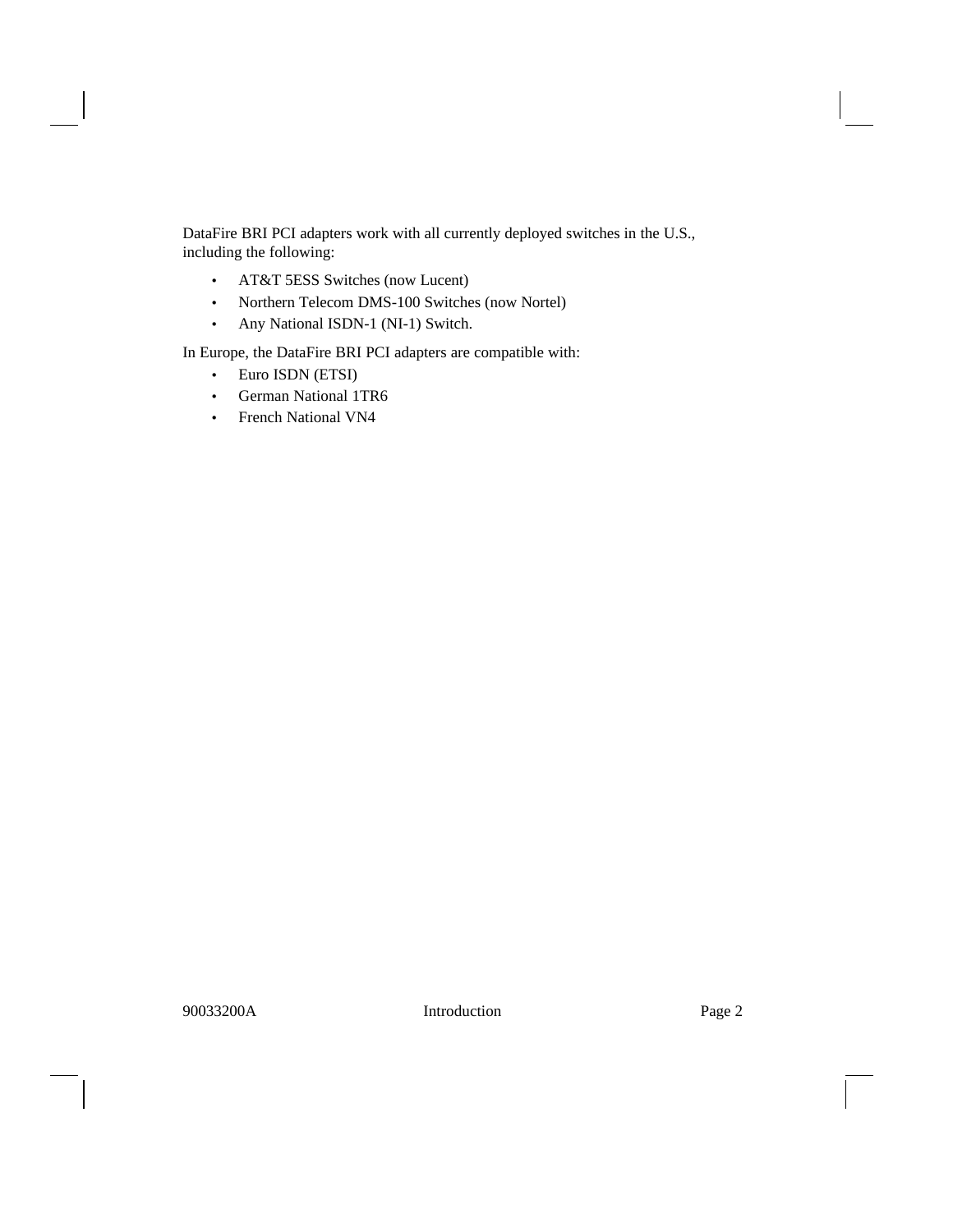DataFire BRI PCI adapters work with all currently deployed switches in the U.S., including the following:

- AT&T 5ESS Switches (now Lucent)
- Northern Telecom DMS-100 Switches (now Nortel)
- Any National ISDN-1 (NI-1) Switch.

In Europe, the DataFire BRI PCI adapters are compatible with:

- Euro ISDN (ETSI)
- German National 1TR6
- French National VN4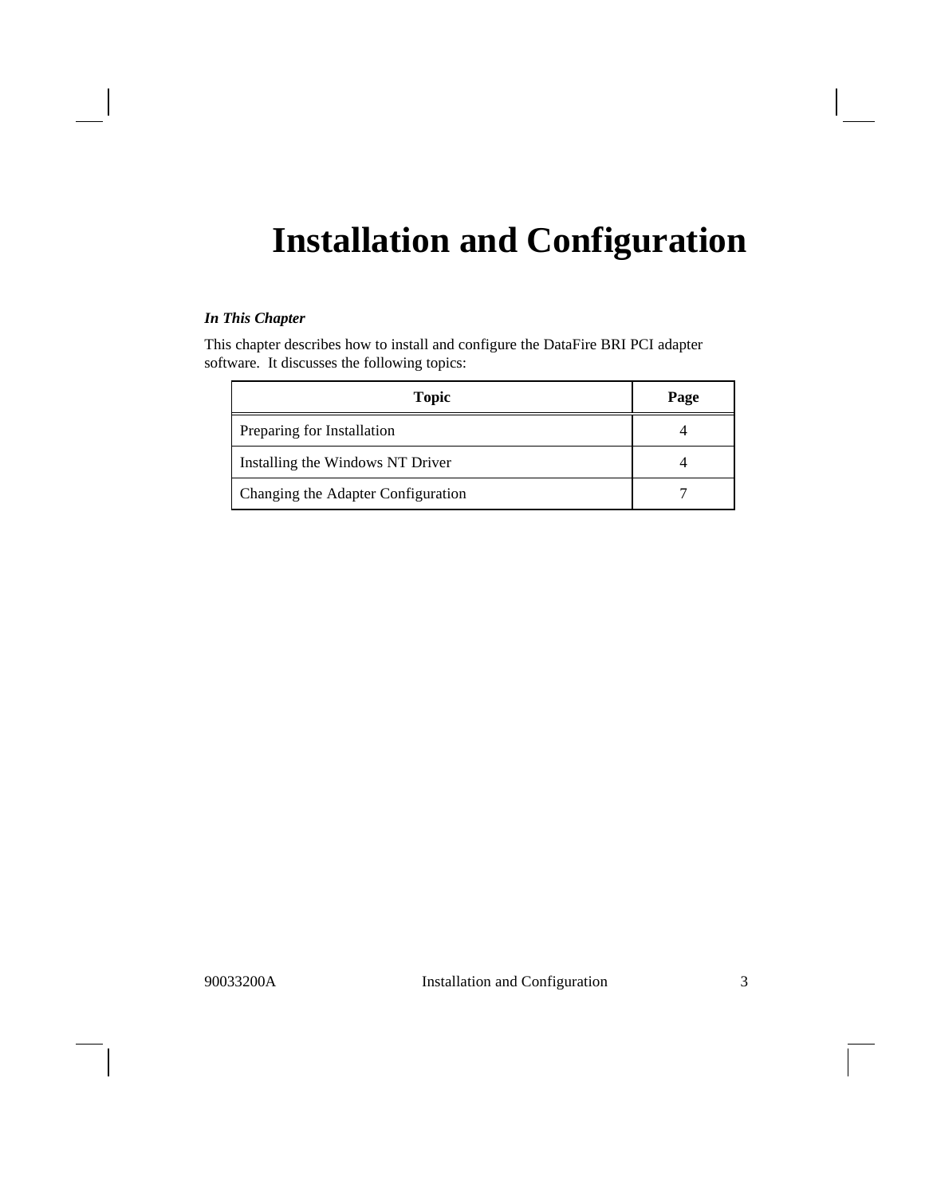# Installation and Configuration

***In This Chapter***

This chapter describes how to install and configure the DataFire BRI PCI adapter software. It discusses the following topics:

| Topic | Page |
|---|---|
| Preparing for Installation | 4 |
| Installing the Windows NT Driver | 4 |
| Changing the Adapter Configuration | 7 |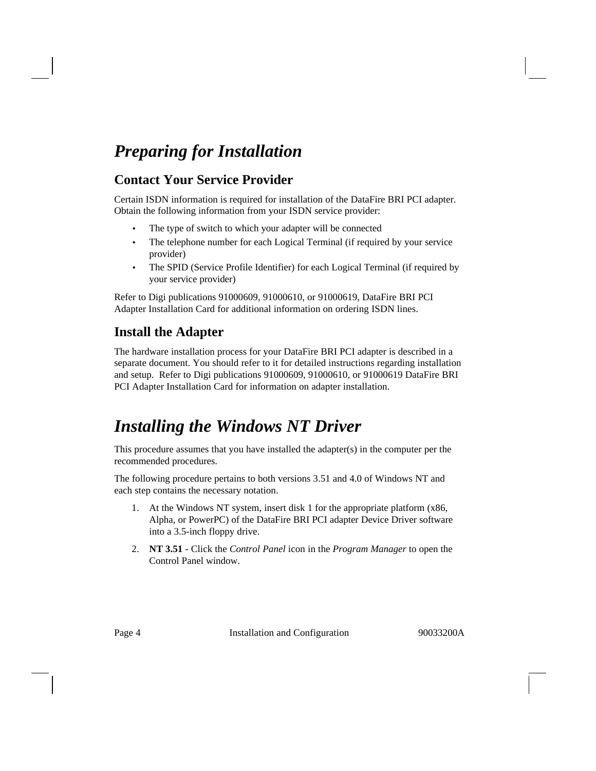# *Preparing for Installation*

## Contact Your Service Provider

Certain ISDN information is required for installation of the DataFire BRI PCI adapter. Obtain the following information from your ISDN service provider:

- The type of switch to which your adapter will be connected
- The telephone number for each Logical Terminal (if required by your service provider)
- The SPID (Service Profile Identifier) for each Logical Terminal (if required by your service provider)

Refer to Digi publications 91000609, 91000610, or 91000619, DataFire BRI PCI Adapter Installation Card for additional information on ordering ISDN lines.

## Install the Adapter

The hardware installation process for your DataFire BRI PCI adapter is described in a separate document. You should refer to it for detailed instructions regarding installation and setup. Refer to Digi publications 91000609, 91000610, or 91000619 DataFire BRI PCI Adapter Installation Card for information on adapter installation.

# *Installing the Windows NT Driver*

This procedure assumes that you have installed the adapter(s) in the computer per the recommended procedures.

The following procedure pertains to both versions 3.51 and 4.0 of Windows NT and each step contains the necessary notation.

1. At the Windows NT system, insert disk 1 for the appropriate platform (x86, Alpha, or PowerPC) of the DataFire BRI PCI adapter Device Driver software into a 3.5-inch floppy drive.
2. **NT 3.51** - Click the *Control Panel* icon in the *Program Manager* to open the Control Panel window.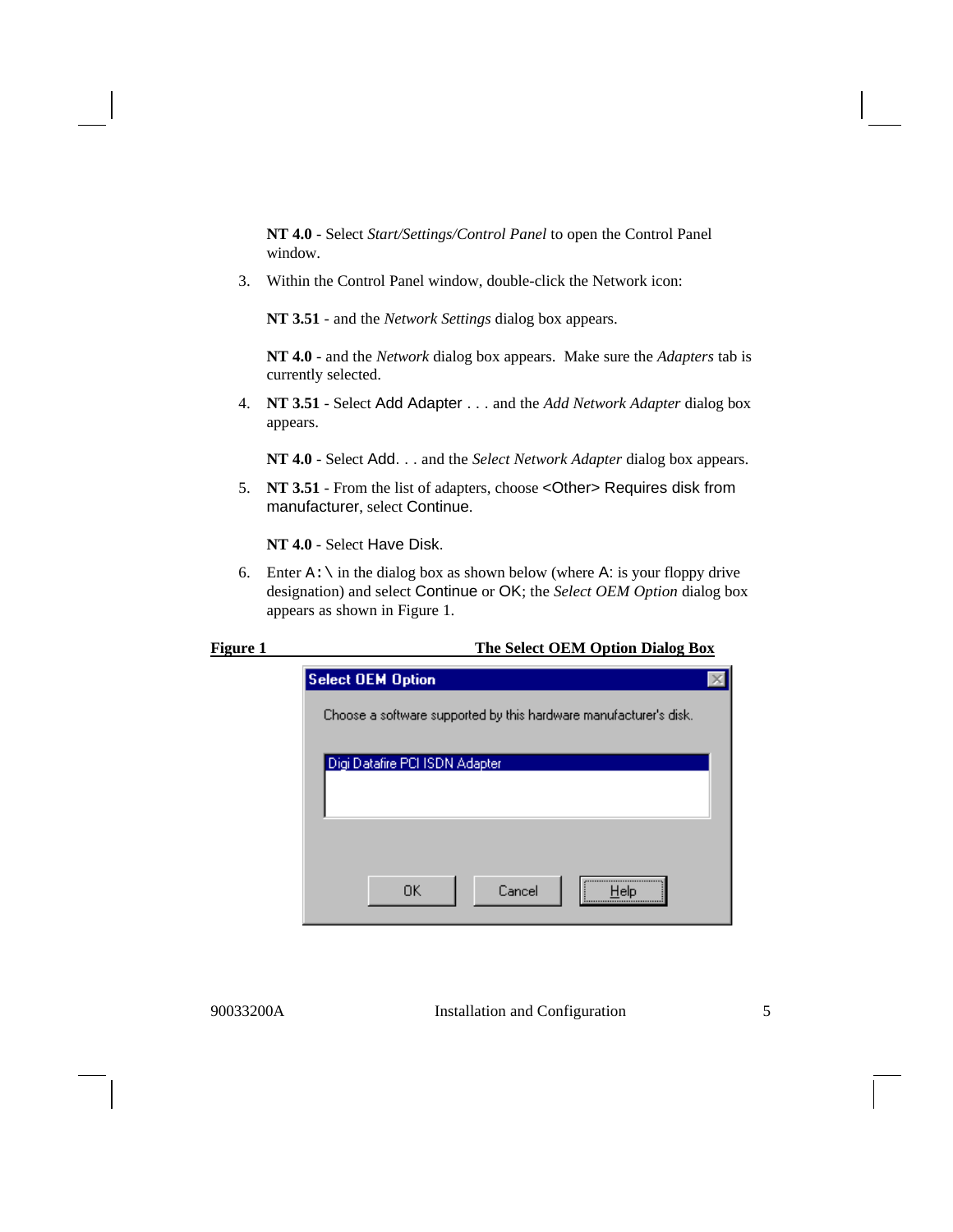**NT 4.0** - Select *Start/Settings/Control Panel* to open the Control Panel window.

3. Within the Control Panel window, double-click the Network icon:

   **NT 3.51** - and the *Network Settings* dialog box appears.

   **NT 4.0** - and the *Network* dialog box appears. Make sure the *Adapters* tab is currently selected.

4. **NT 3.51** - Select Add Adapter . . . and the *Add Network Adapter* dialog box appears.

   **NT 4.0** - Select Add. . . and the *Select Network Adapter* dialog box appears.

5. **NT 3.51** - From the list of adapters, choose <Other> Requires disk from manufacturer, select Continue.

   **NT 4.0** - Select Have Disk.

6. Enter A:\ in the dialog box as shown below (where A: is your floppy drive designation) and select Continue or OK; the *Select OEM Option* dialog box appears as shown in Figure 1.

**Figure 1 The Select OEM Option Dialog Box**

Select OEM Option

Choose a software supported by this hardware manufacturer's disk.

Digi Datafire PCI ISDN Adapter

OK Cancel Help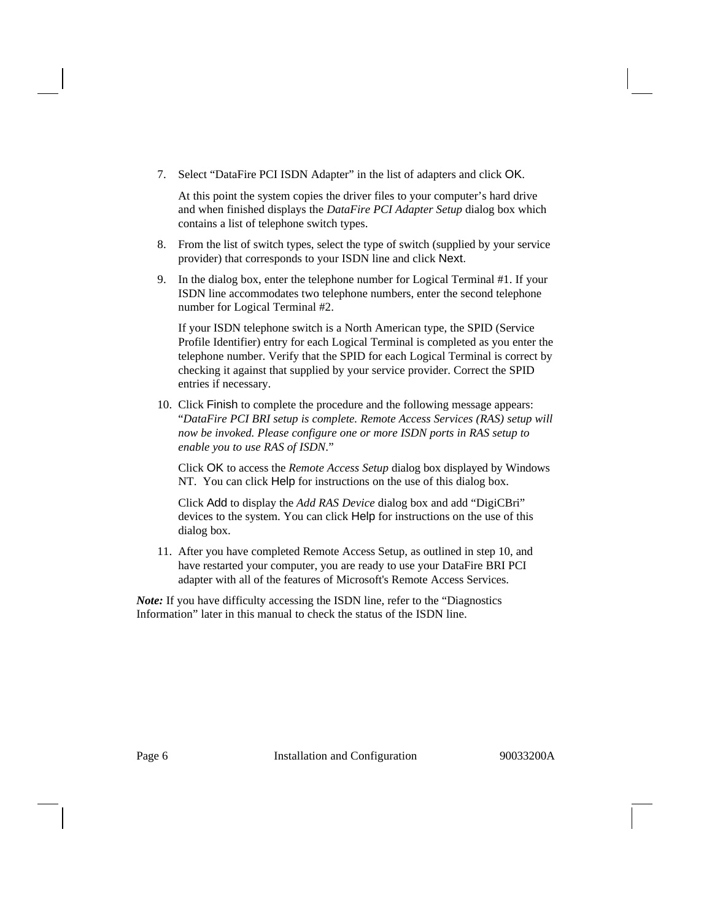7. Select “DataFire PCI ISDN Adapter” in the list of adapters and click OK.

   At this point the system copies the driver files to your computer’s hard drive and when finished displays the *DataFire PCI Adapter Setup* dialog box which contains a list of telephone switch types.

8. From the list of switch types, select the type of switch (supplied by your service provider) that corresponds to your ISDN line and click Next.

9. In the dialog box, enter the telephone number for Logical Terminal #1. If your ISDN line accommodates two telephone numbers, enter the second telephone number for Logical Terminal #2.

   If your ISDN telephone switch is a North American type, the SPID (Service Profile Identifier) entry for each Logical Terminal is completed as you enter the telephone number. Verify that the SPID for each Logical Terminal is correct by checking it against that supplied by your service provider. Correct the SPID entries if necessary.

10. Click Finish to complete the procedure and the following message appears: “*DataFire PCI BRI setup is complete. Remote Access Services (RAS) setup will now be invoked. Please configure one or more ISDN ports in RAS setup to enable you to use RAS of ISDN*.”

    Click OK to access the *Remote Access Setup* dialog box displayed by Windows NT. You can click Help for instructions on the use of this dialog box.

    Click Add to display the *Add RAS Device* dialog box and add “DigiCBri” devices to the system. You can click Help for instructions on the use of this dialog box.

11. After you have completed Remote Access Setup, as outlined in step 10, and have restarted your computer, you are ready to use your DataFire BRI PCI adapter with all of the features of Microsoft's Remote Access Services.

***Note:*** If you have difficulty accessing the ISDN line, refer to the “Diagnostics Information” later in this manual to check the status of the ISDN line.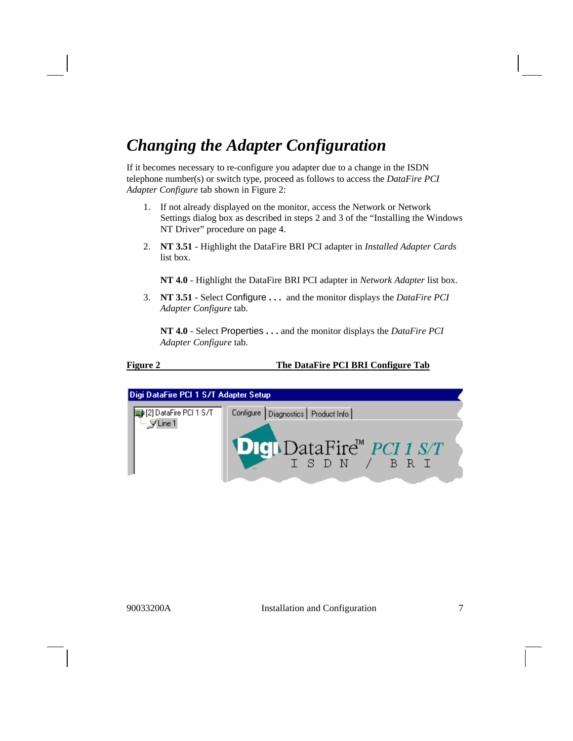## *Changing the Adapter Configuration*

If it becomes necessary to re-configure you adapter due to a change in the ISDN telephone number(s) or switch type, proceed as follows to access the *DataFire PCI Adapter Configure* tab shown in Figure 2:

1. If not already displayed on the monitor, access the Network or Network Settings dialog box as described in steps 2 and 3 of the "Installing the Windows NT Driver" procedure on page 4.

2. **NT 3.51** - Highlight the DataFire BRI PCI adapter in *Installed Adapter Cards* list box.

   **NT 4.0** - Highlight the DataFire BRI PCI adapter in *Network Adapter* list box.

3. **NT 3.51** - Select Configure **. . .** and the monitor displays the *DataFire PCI Adapter Configure* tab.

   **NT 4.0** - Select Properties **. . .** and the monitor displays the *DataFire PCI Adapter Configure* tab.

**Figure 2** **The DataFire PCI BRI Configure Tab**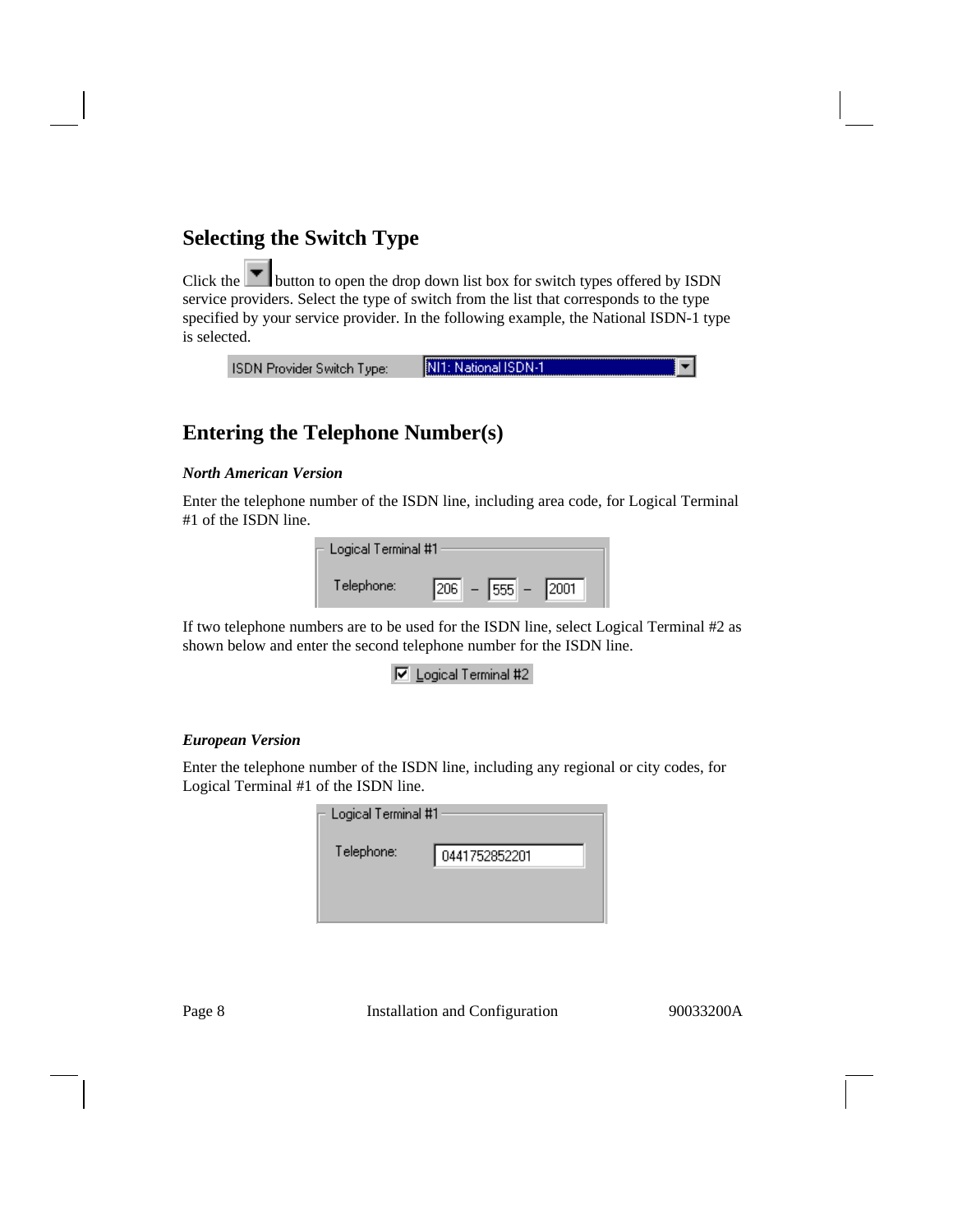## Selecting the Switch Type

Click the ▼ button to open the drop down list box for switch types offered by ISDN service providers. Select the type of switch from the list that corresponds to the type specified by your service provider. In the following example, the National ISDN-1 type is selected.

ISDN Provider Switch Type: NI1: National ISDN-1

## Entering the Telephone Number(s)

***North American Version***

Enter the telephone number of the ISDN line, including area code, for Logical Terminal #1 of the ISDN line.

Logical Terminal #1

Telephone: 206 – 555 – 2001

If two telephone numbers are to be used for the ISDN line, select Logical Terminal #2 as shown below and enter the second telephone number for the ISDN line.

☑ Logical Terminal #2

***European Version***

Enter the telephone number of the ISDN line, including any regional or city codes, for Logical Terminal #1 of the ISDN line.

Logical Terminal #1

Telephone: 0441752852201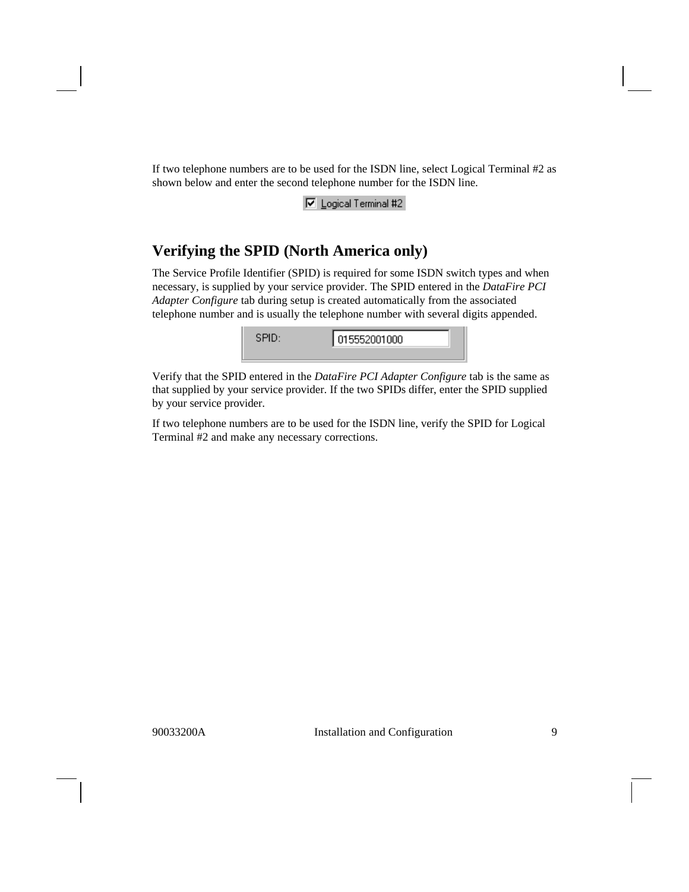If two telephone numbers are to be used for the ISDN line, select Logical Terminal #2 as shown below and enter the second telephone number for the ISDN line.

☑ Logical Terminal #2

## Verifying the SPID (North America only)

The Service Profile Identifier (SPID) is required for some ISDN switch types and when necessary, is supplied by your service provider. The SPID entered in the *DataFire PCI Adapter Configure* tab during setup is created automatically from the associated telephone number and is usually the telephone number with several digits appended.

SPID: 015552001000

Verify that the SPID entered in the *DataFire PCI Adapter Configure* tab is the same as that supplied by your service provider. If the two SPIDs differ, enter the SPID supplied by your service provider.

If two telephone numbers are to be used for the ISDN line, verify the SPID for Logical Terminal #2 and make any necessary corrections.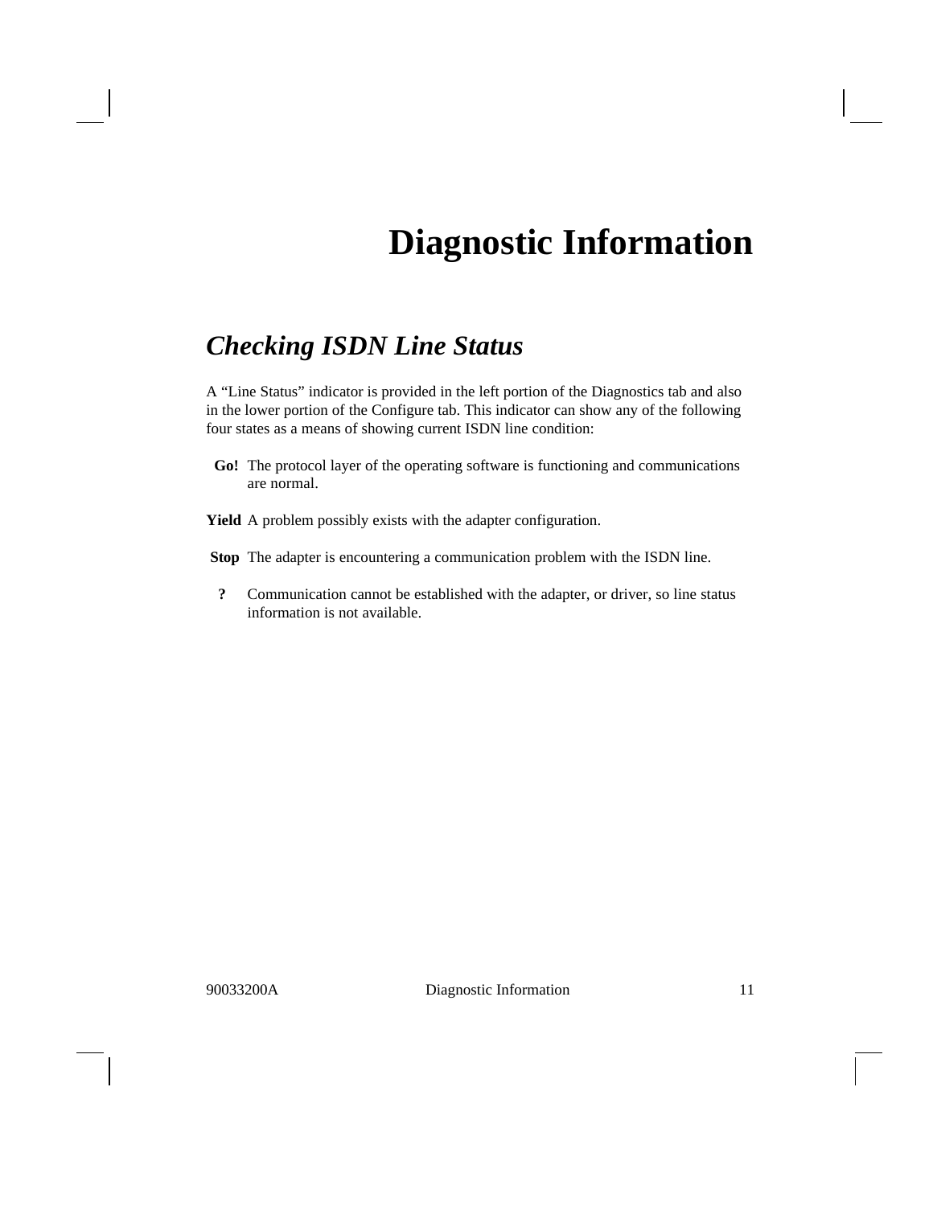# Diagnostic Information

## *Checking ISDN Line Status*

A “Line Status” indicator is provided in the left portion of the Diagnostics tab and also in the lower portion of the Configure tab. This indicator can show any of the following four states as a means of showing current ISDN line condition:

**Go!** The protocol layer of the operating software is functioning and communications are normal.

**Yield** A problem possibly exists with the adapter configuration.

**Stop** The adapter is encountering a communication problem with the ISDN line.

**?** Communication cannot be established with the adapter, or driver, so line status information is not available.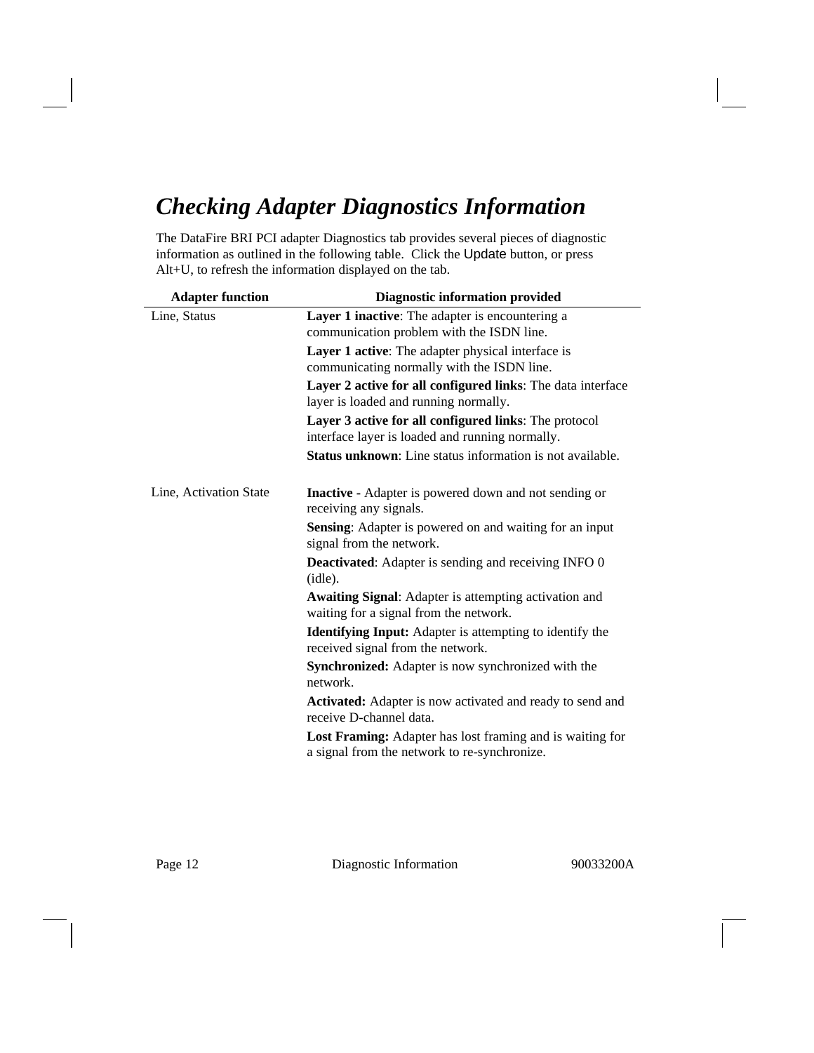## *Checking Adapter Diagnostics Information*

The DataFire BRI PCI adapter Diagnostics tab provides several pieces of diagnostic information as outlined in the following table. Click the Update button, or press Alt+U, to refresh the information displayed on the tab.

| Adapter function | Diagnostic information provided |
|---|---|
| Line, Status | **Layer 1 inactive**: The adapter is encountering a communication problem with the ISDN line.<br>**Layer 1 active**: The adapter physical interface is communicating normally with the ISDN line.<br>**Layer 2 active for all configured links**: The data interface layer is loaded and running normally.<br>**Layer 3 active for all configured links**: The protocol interface layer is loaded and running normally.<br>**Status unknown**: Line status information is not available. |
| Line, Activation State | **Inactive -** Adapter is powered down and not sending or receiving any signals.<br>**Sensing**: Adapter is powered on and waiting for an input signal from the network.<br>**Deactivated**: Adapter is sending and receiving INFO 0 (idle).<br>**Awaiting Signal**: Adapter is attempting activation and waiting for a signal from the network.<br>**Identifying Input:** Adapter is attempting to identify the received signal from the network.<br>**Synchronized:** Adapter is now synchronized with the network.<br>**Activated:** Adapter is now activated and ready to send and receive D-channel data.<br>**Lost Framing:** Adapter has lost framing and is waiting for a signal from the network to re-synchronize. |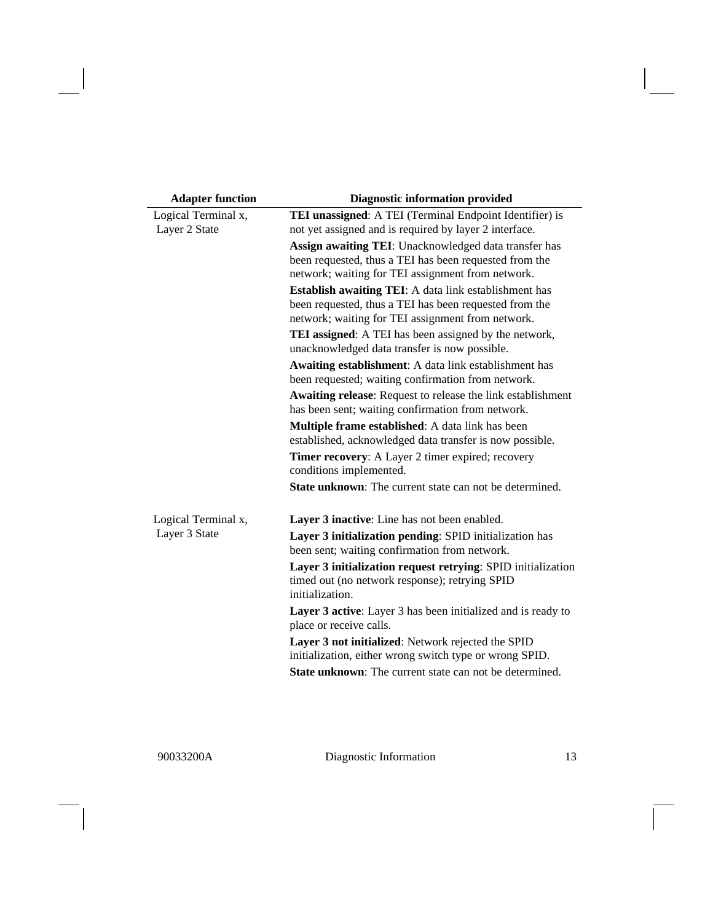| Adapter function | Diagnostic information provided |
|---|---|
| Logical Terminal x, Layer 2 State | **TEI unassigned**: A TEI (Terminal Endpoint Identifier) is not yet assigned and is required by layer 2 interface. |
| | **Assign awaiting TEI**: Unacknowledged data transfer has been requested, thus a TEI has been requested from the network; waiting for TEI assignment from network. |
| | **Establish awaiting TEI**: A data link establishment has been requested, thus a TEI has been requested from the network; waiting for TEI assignment from network. |
| | **TEI assigned**: A TEI has been assigned by the network, unacknowledged data transfer is now possible. |
| | **Awaiting establishment**: A data link establishment has been requested; waiting confirmation from network. |
| | **Awaiting release**: Request to release the link establishment has been sent; waiting confirmation from network. |
| | **Multiple frame established**: A data link has been established, acknowledged data transfer is now possible. |
| | **Timer recovery**: A Layer 2 timer expired; recovery conditions implemented. |
| | **State unknown**: The current state can not be determined. |
| Logical Terminal x, Layer 3 State | **Layer 3 inactive**: Line has not been enabled. |
| | **Layer 3 initialization pending**: SPID initialization has been sent; waiting confirmation from network. |
| | **Layer 3 initialization request retrying**: SPID initialization timed out (no network response); retrying SPID initialization. |
| | **Layer 3 active**: Layer 3 has been initialized and is ready to place or receive calls. |
| | **Layer 3 not initialized**: Network rejected the SPID initialization, either wrong switch type or wrong SPID. |
| | **State unknown**: The current state can not be determined. |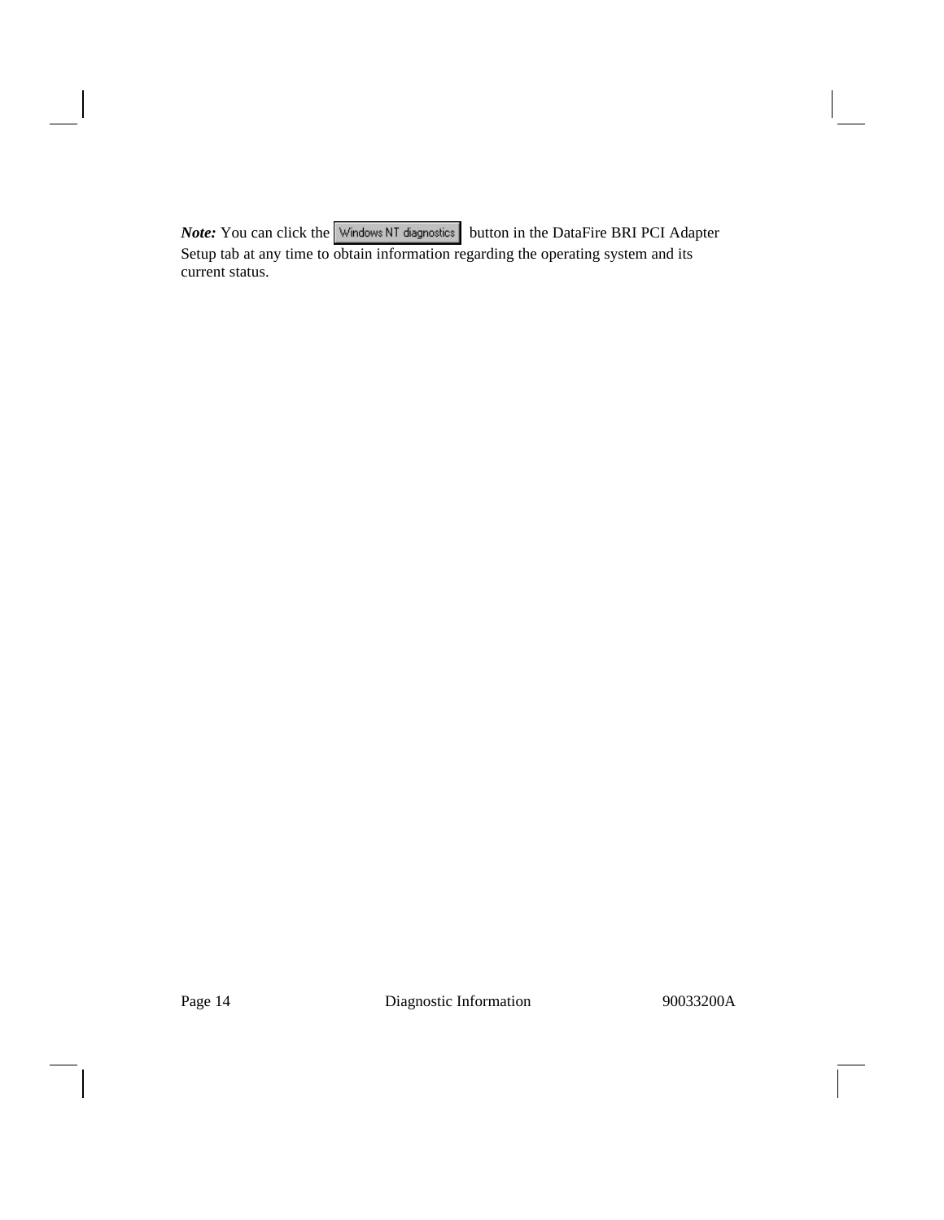***Note:*** You can click the Windows NT diagnostics button in the DataFire BRI PCI Adapter Setup tab at any time to obtain information regarding the operating system and its current status.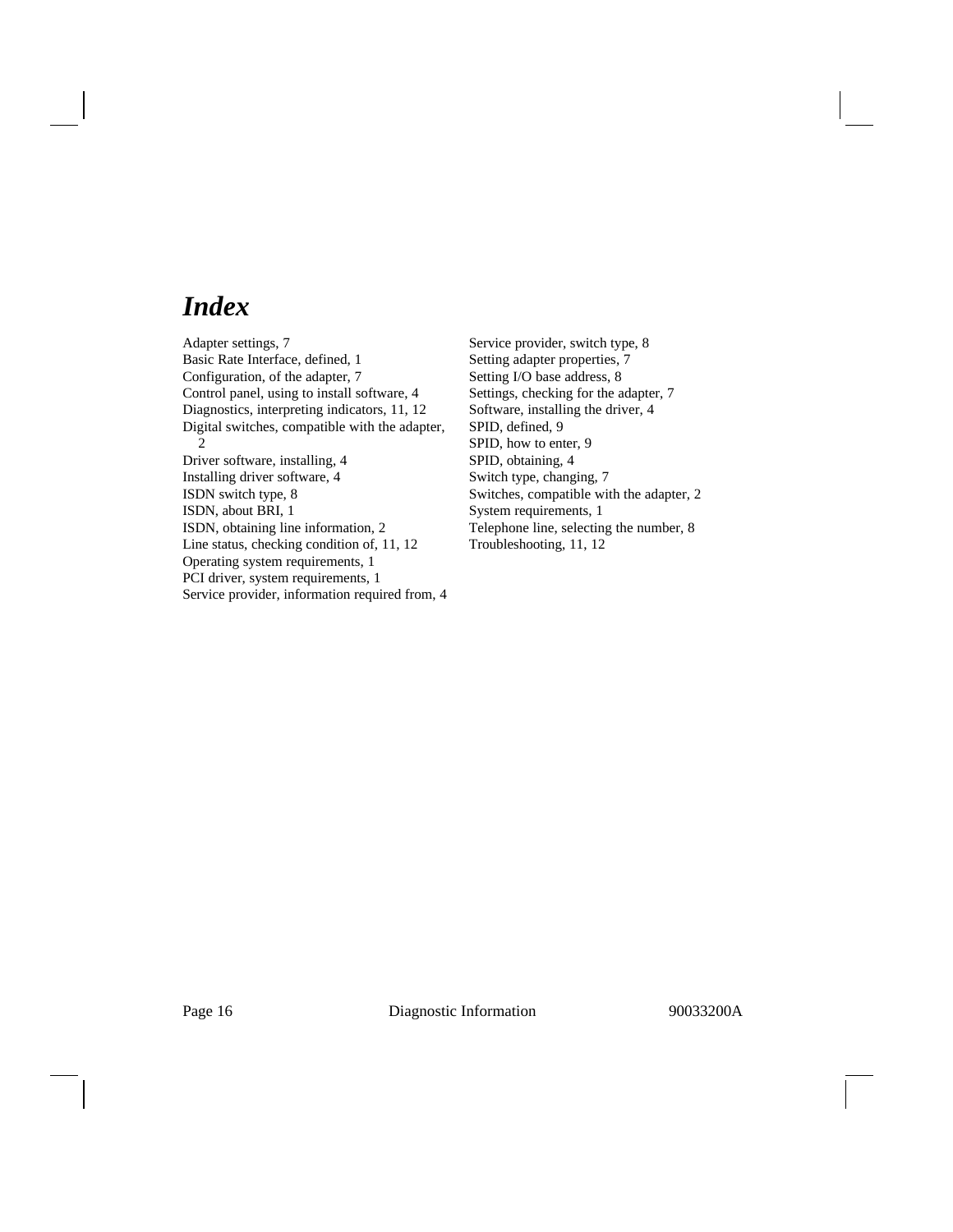# *Index*

Adapter settings, 7
Basic Rate Interface, defined, 1
Configuration, of the adapter, 7
Control panel, using to install software, 4
Diagnostics, interpreting indicators, 11, 12
Digital switches, compatible with the adapter, 2
Driver software, installing, 4
Installing driver software, 4
ISDN switch type, 8
ISDN, about BRI, 1
ISDN, obtaining line information, 2
Line status, checking condition of, 11, 12
Operating system requirements, 1
PCI driver, system requirements, 1
Service provider, information required from, 4
Service provider, switch type, 8
Setting adapter properties, 7
Setting I/O base address, 8
Settings, checking for the adapter, 7
Software, installing the driver, 4
SPID, defined, 9
SPID, how to enter, 9
SPID, obtaining, 4
Switch type, changing, 7
Switches, compatible with the adapter, 2
System requirements, 1
Telephone line, selecting the number, 8
Troubleshooting, 11, 12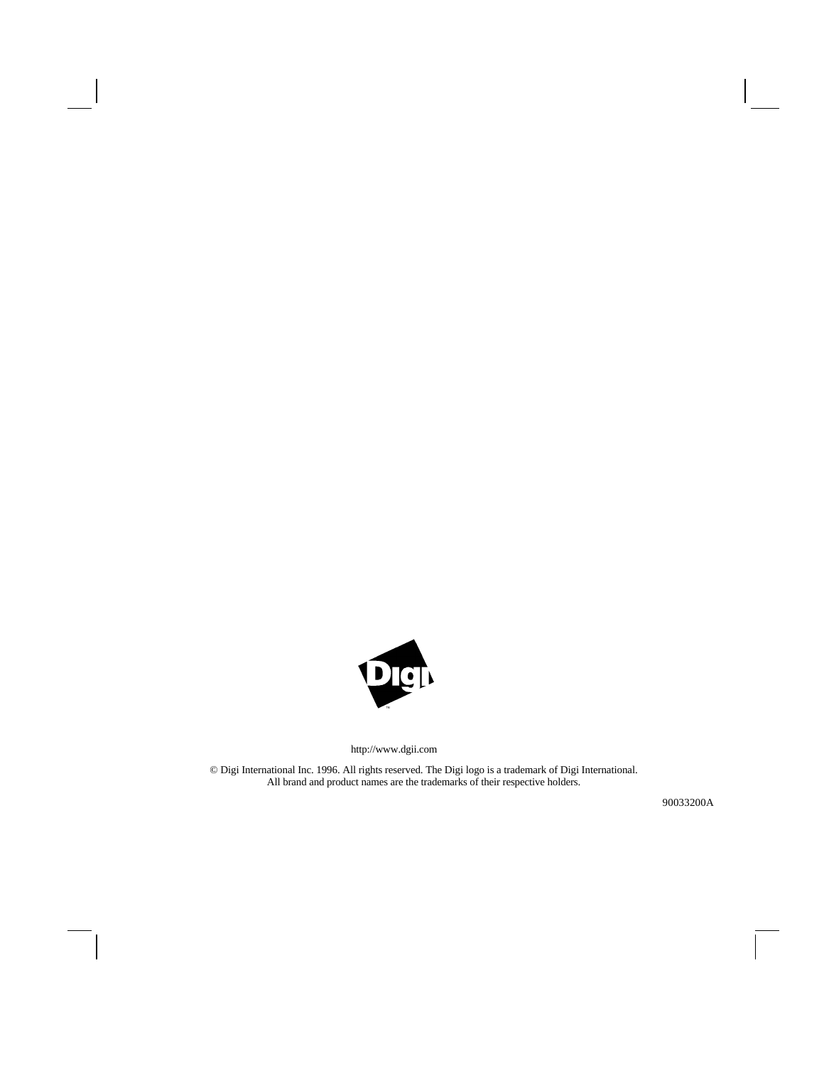http://www.dgii.com

© Digi International Inc. 1996. All rights reserved. The Digi logo is a trademark of Digi International.
All brand and product names are the trademarks of their respective holders.

90033200A